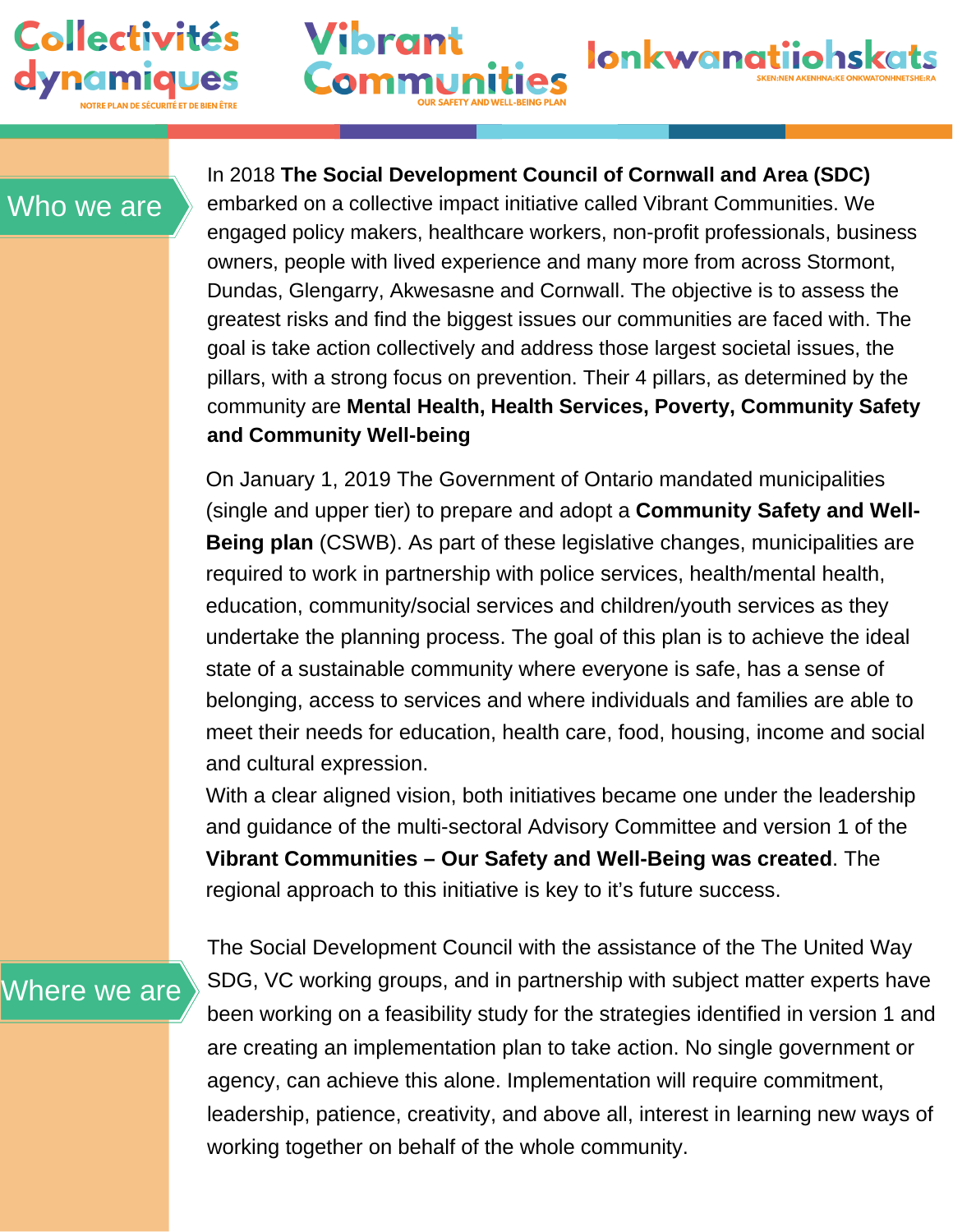# Collectivités dynamiques

NOTRE PLAN DE SÉCURITÉ ET DE BIEN ÊTRE

# Vibrant Communities

OUR SAFETY AND WELL-BEING PLAN

# Ionkwanatiiohskats

SKEN:NEN AKENHNA:KE ONKWATONHNETSHE:RA

## Who we are

In 2018 **The Social Development Council of Cornwall and Area (SDC)** embarked on a collective impact initiative called Vibrant Communities. We engaged policy makers, healthcare workers, non-profit professionals, business owners, people with lived experience and many more from across Stormont, Dundas, Glengarry, Akwesasne and Cornwall. The objective is to assess the greatest risks and find the biggest issues our communities are faced with. The goal is take action collectively and address those largest societal issues, the pillars, with a strong focus on prevention. Their 4 pillars, as determined by the community are **Mental Health, Health Services, Poverty, Community Safety and Community Well-being**

On January 1, 2019 The Government of Ontario mandated municipalities (single and upper tier) to prepare and adopt a **Community Safety and Well-Being plan** (CSWB). As part of these legislative changes, municipalities are required to work in partnership with police services, health/mental health, education, community/social services and children/youth services as they undertake the planning process. The goal of this plan is to achieve the ideal state of a sustainable community where everyone is safe, has a sense of belonging, access to services and where individuals and families are able to meet their needs for education, health care, food, housing, income and social and cultural expression.

With a clear aligned vision, both initiatives became one under the leadership and guidance of the multi-sectoral Advisory Committee and version 1 of the **Vibrant Communities – Our Safety and Well-Being was created**. The regional approach to this initiative is key to it's future success.

## Where we are

The Social Development Council with the assistance of the The United Way SDG, VC working groups, and in partnership with subject matter experts have been working on a feasibility study for the strategies identified in version 1 and are creating an implementation plan to take action. No single government or agency, can achieve this alone. Implementation will require commitment, leadership, patience, creativity, and above all, interest in learning new ways of working together on behalf of the whole community.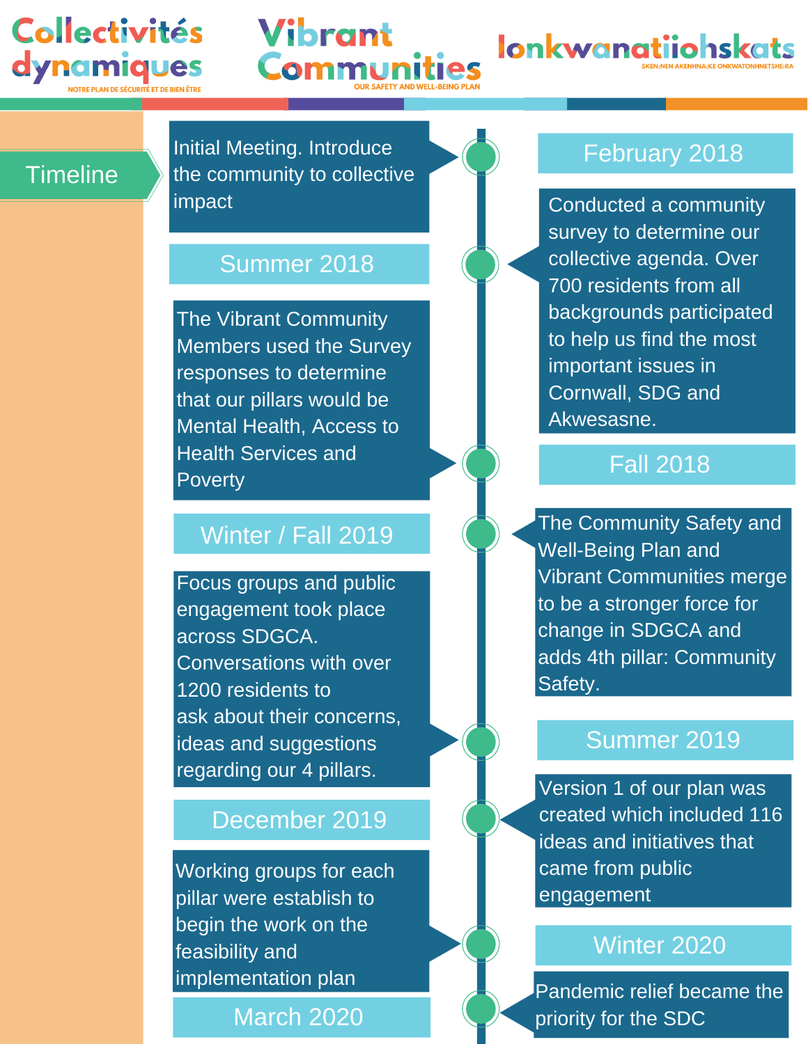Collectivités dynamiques
NOTRE PLAN DE SÉCURITÉ ET DE BIEN ÊTRE

Vibrant Communities
OUR SAFETY AND WELL-BEING PLAN

Ionkwanatiiohskats
SKEN:NEN AKENHNA:KE ONKWATONHNETSHE:RA

## Timeline

**February 2018**
Initial Meeting. Introduce the community to collective impact

**Summer 2018**
Conducted a community survey to determine our collective agenda. Over 700 residents from all backgrounds participated to help us find the most important issues in Cornwall, SDG and Akwesasne.

**Fall 2018**
The Vibrant Community Members used the Survey responses to determine that our pillars would be Mental Health, Access to Health Services and Poverty

**Winter / Fall 2019**
The Community Safety and Well-Being Plan and Vibrant Communities merge to be a stronger force for change in SDGCA and adds 4th pillar: Community Safety.

**Summer 2019**
Focus groups and public engagement took place across SDGCA. Conversations with over 1200 residents to ask about their concerns, ideas and suggestions regarding our 4 pillars.

**December 2019**
Version 1 of our plan was created which included 116 ideas and initiatives that came from public engagement

**Winter 2020**
Working groups for each pillar were establish to begin the work on the feasibility and implementation plan

**March 2020**
Pandemic relief became the priority for the SDC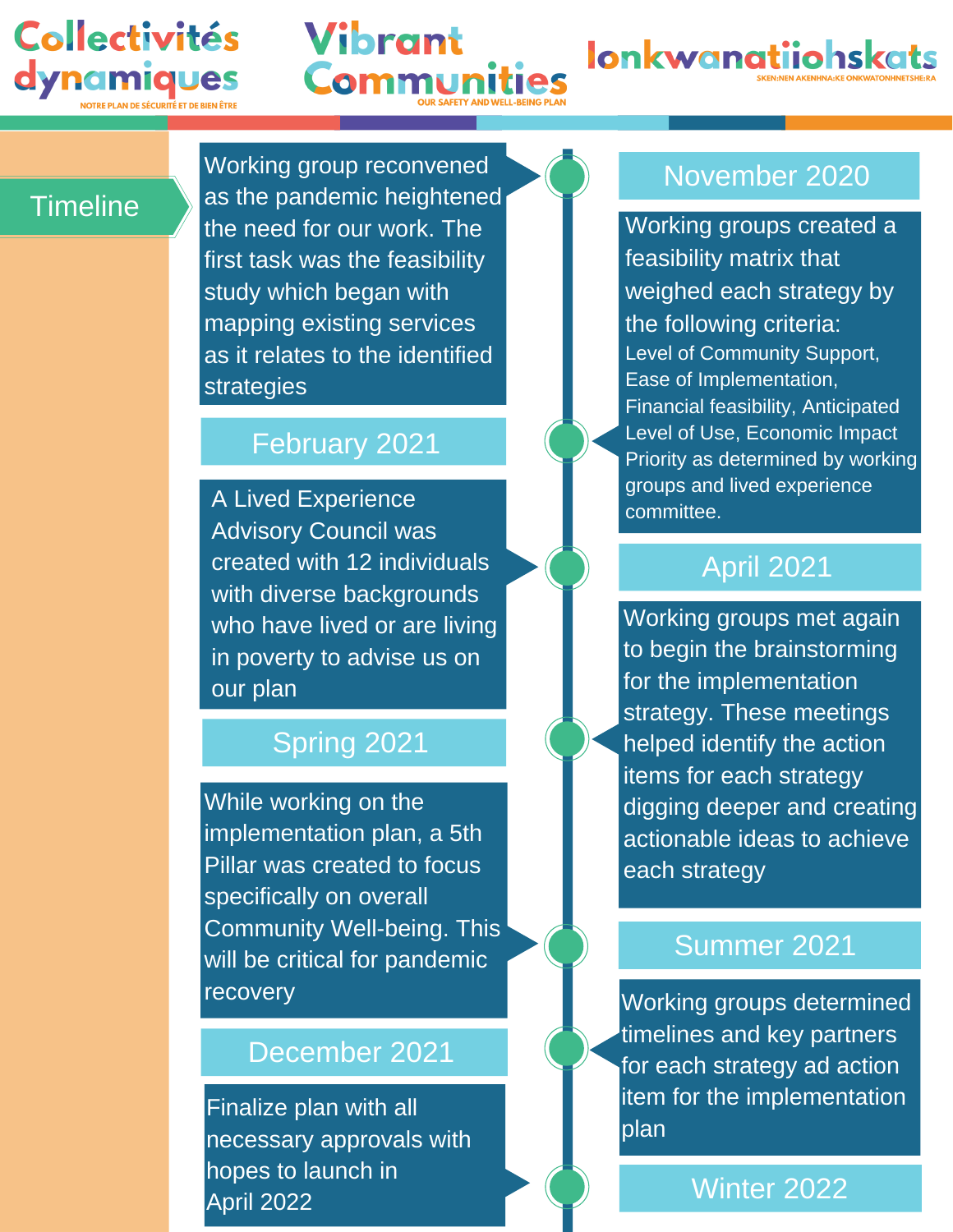## Timeline

### November 2020

Working group reconvened as the pandemic heightened the need for our work. The first task was the feasibility study which began with mapping existing services as it relates to the identified strategies

### February 2021

Working groups created a feasibility matrix that weighed each strategy by the following criteria:
Level of Community Support, Ease of Implementation, Financial feasibility, Anticipated Level of Use, Economic Impact Priority as determined by working groups and lived experience committee.

### April 2021

A Lived Experience Advisory Council was created with 12 individuals with diverse backgrounds who have lived or are living in poverty to advise us on our plan

### Spring 2021

Working groups met again to begin the brainstorming for the implementation strategy. These meetings helped identify the action items for each strategy digging deeper and creating actionable ideas to achieve each strategy

### Summer 2021

While working on the implementation plan, a 5th Pillar was created to focus specifically on overall Community Well-being. This will be critical for pandemic recovery

### December 2021

Working groups determined timelines and key partners for each strategy ad action item for the implementation plan

### Winter 2022

Finalize plan with all necessary approvals with hopes to launch in April 2022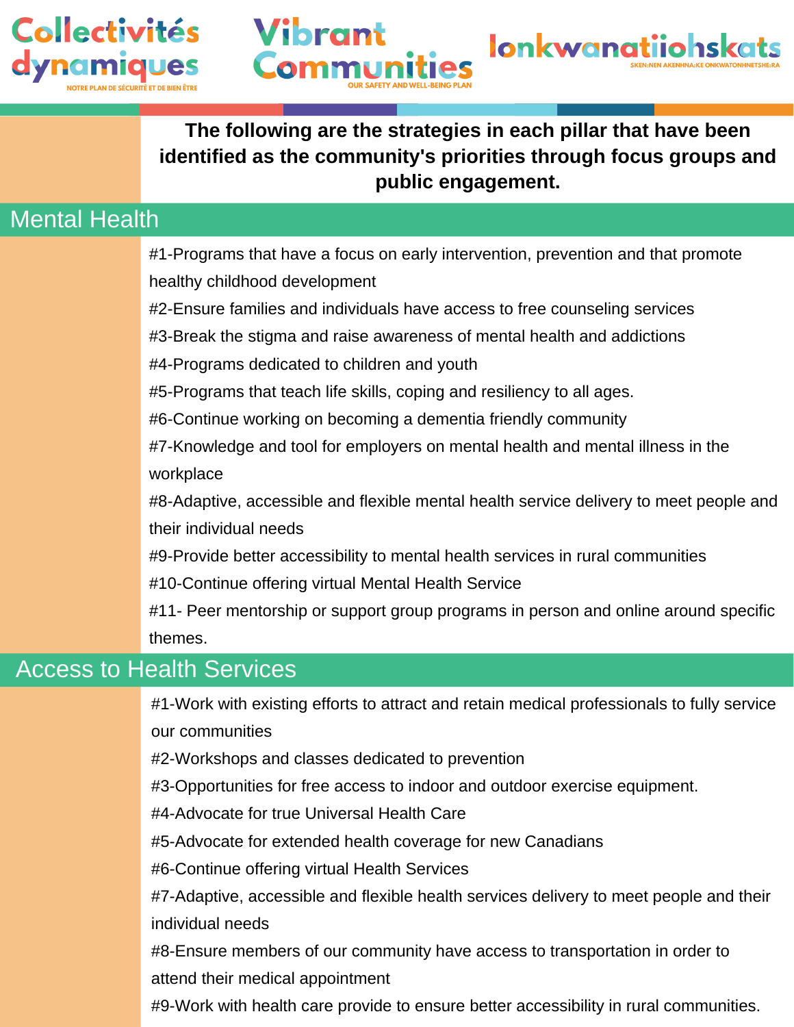**The following are the strategies in each pillar that have been identified as the community's priorities through focus groups and public engagement.**

## Mental Health

#1-Programs that have a focus on early intervention, prevention and that promote healthy childhood development

#2-Ensure families and individuals have access to free counseling services

#3-Break the stigma and raise awareness of mental health and addictions

#4-Programs dedicated to children and youth

#5-Programs that teach life skills, coping and resiliency to all ages.

#6-Continue working on becoming a dementia friendly community

#7-Knowledge and tool for employers on mental health and mental illness in the workplace

#8-Adaptive, accessible and flexible mental health service delivery to meet people and their individual needs

#9-Provide better accessibility to mental health services in rural communities

#10-Continue offering virtual Mental Health Service

#11- Peer mentorship or support group programs in person and online around specific themes.

## Access to Health Services

#1-Work with existing efforts to attract and retain medical professionals to fully service our communities

#2-Workshops and classes dedicated to prevention

#3-Opportunities for free access to indoor and outdoor exercise equipment.

#4-Advocate for true Universal Health Care

#5-Advocate for extended health coverage for new Canadians

#6-Continue offering virtual Health Services

#7-Adaptive, accessible and flexible health services delivery to meet people and their individual needs

#8-Ensure members of our community have access to transportation in order to attend their medical appointment

#9-Work with health care provide to ensure better accessibility in rural communities.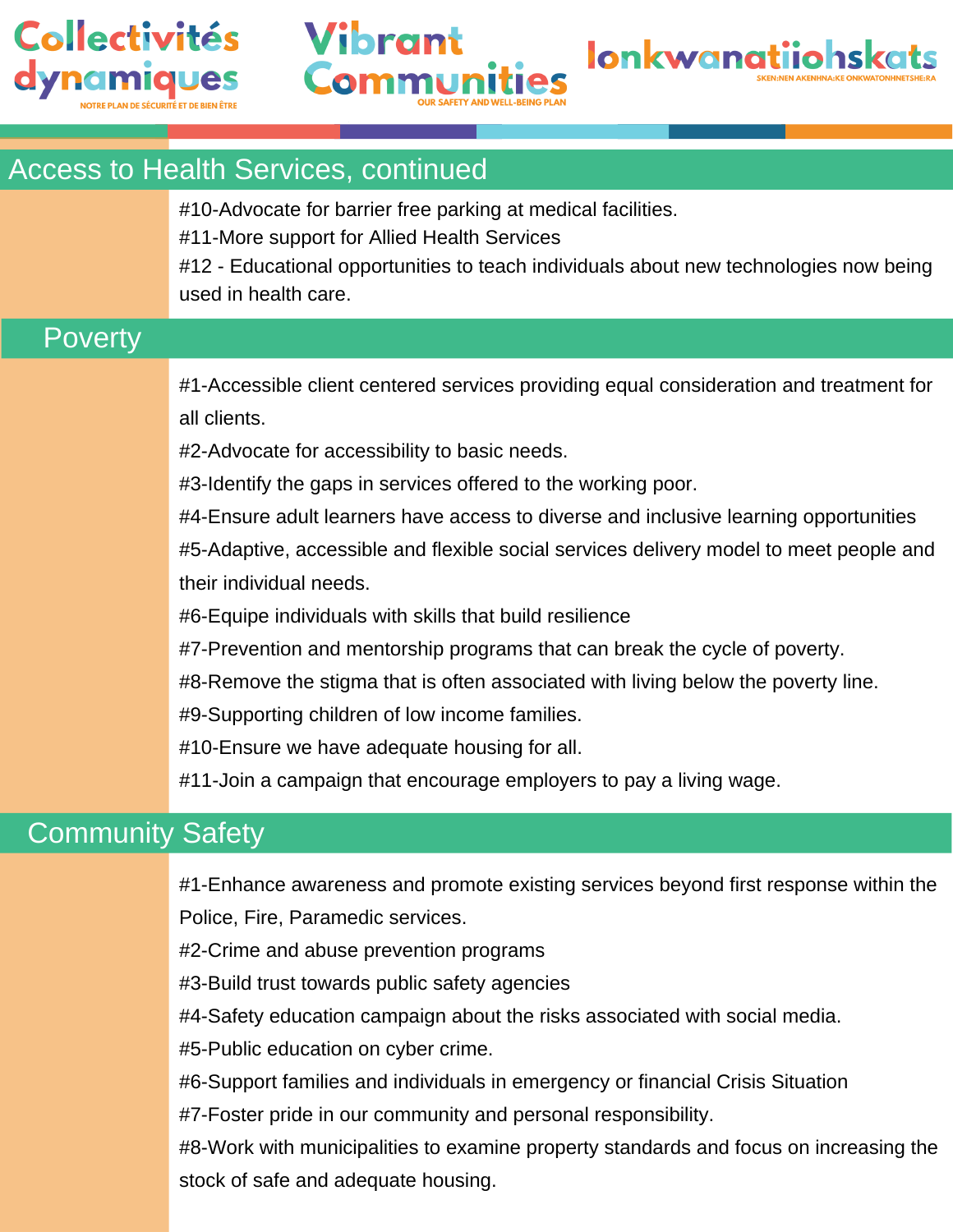## Access to Health Services, continued

#10-Advocate for barrier free parking at medical facilities.

#11-More support for Allied Health Services

#12 - Educational opportunities to teach individuals about new technologies now being used in health care.

## Poverty

#1-Accessible client centered services providing equal consideration and treatment for all clients.

#2-Advocate for accessibility to basic needs.

#3-Identify the gaps in services offered to the working poor.

#4-Ensure adult learners have access to diverse and inclusive learning opportunities

#5-Adaptive, accessible and flexible social services delivery model to meet people and their individual needs.

#6-Equipe individuals with skills that build resilience

#7-Prevention and mentorship programs that can break the cycle of poverty.

#8-Remove the stigma that is often associated with living below the poverty line.

#9-Supporting children of low income families.

#10-Ensure we have adequate housing for all.

#11-Join a campaign that encourage employers to pay a living wage.

## Community Safety

#1-Enhance awareness and promote existing services beyond first response within the Police, Fire, Paramedic services.

#2-Crime and abuse prevention programs

#3-Build trust towards public safety agencies

#4-Safety education campaign about the risks associated with social media.

#5-Public education on cyber crime.

#6-Support families and individuals in emergency or financial Crisis Situation

#7-Foster pride in our community and personal responsibility.

#8-Work with municipalities to examine property standards and focus on increasing the stock of safe and adequate housing.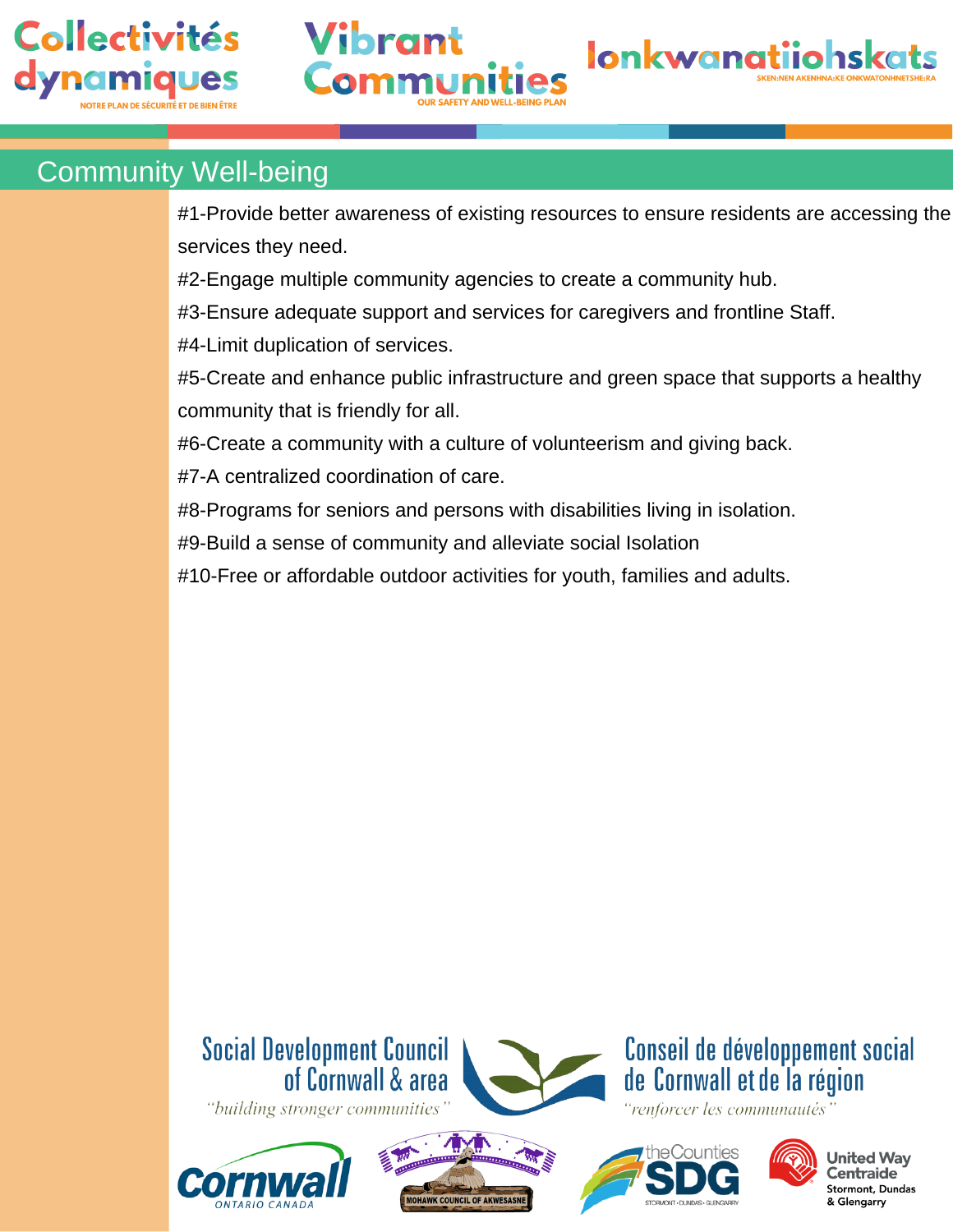## Community Well-being

#1-Provide better awareness of existing resources to ensure residents are accessing the services they need.

#2-Engage multiple community agencies to create a community hub.

#3-Ensure adequate support and services for caregivers and frontline Staff.

#4-Limit duplication of services.

#5-Create and enhance public infrastructure and green space that supports a healthy community that is friendly for all.

#6-Create a community with a culture of volunteerism and giving back.

#7-A centralized coordination of care.

#8-Programs for seniors and persons with disabilities living in isolation.

#9-Build a sense of community and alleviate social Isolation

#10-Free or affordable outdoor activities for youth, families and adults.